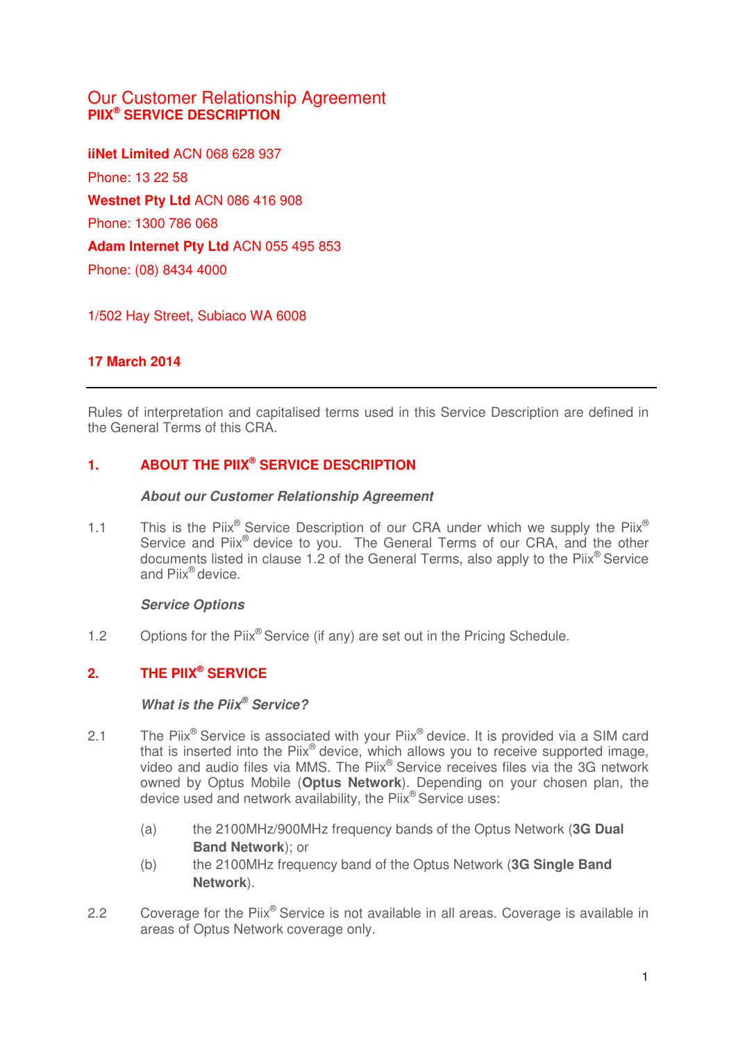# Our Customer Relationship Agreement

## PIIX® SERVICE DESCRIPTION

**iiNet Limited** ACN 068 628 937

Phone: 13 22 58

**Westnet Pty Ltd** ACN 086 416 908

Phone: 1300 786 068

**Adam Internet Pty Ltd** ACN 055 495 853

Phone: (08) 8434 4000

1/502 Hay Street, Subiaco WA 6008

**17 March 2014**

---

Rules of interpretation and capitalised terms used in this Service Description are defined in the General Terms of this CRA.

## 1. ABOUT THE PIIX® SERVICE DESCRIPTION

***About our Customer Relationship Agreement***

1.1 This is the Piix® Service Description of our CRA under which we supply the Piix® Service and Piix® device to you. The General Terms of our CRA, and the other documents listed in clause 1.2 of the General Terms, also apply to the Piix® Service and Piix® device.

***Service Options***

1.2 Options for the Piix® Service (if any) are set out in the Pricing Schedule.

## 2. THE PIIX® SERVICE

***What is the Piix® Service?***

2.1 The Piix® Service is associated with your Piix® device. It is provided via a SIM card that is inserted into the Piix® device, which allows you to receive supported image, video and audio files via MMS. The Piix® Service receives files via the 3G network owned by Optus Mobile (**Optus Network**). Depending on your chosen plan, the device used and network availability, the Piix® Service uses:

(a) the 2100MHz/900MHz frequency bands of the Optus Network (**3G Dual Band Network**); or

(b) the 2100MHz frequency band of the Optus Network (**3G Single Band Network**).

2.2 Coverage for the Piix® Service is not available in all areas. Coverage is available in areas of Optus Network coverage only.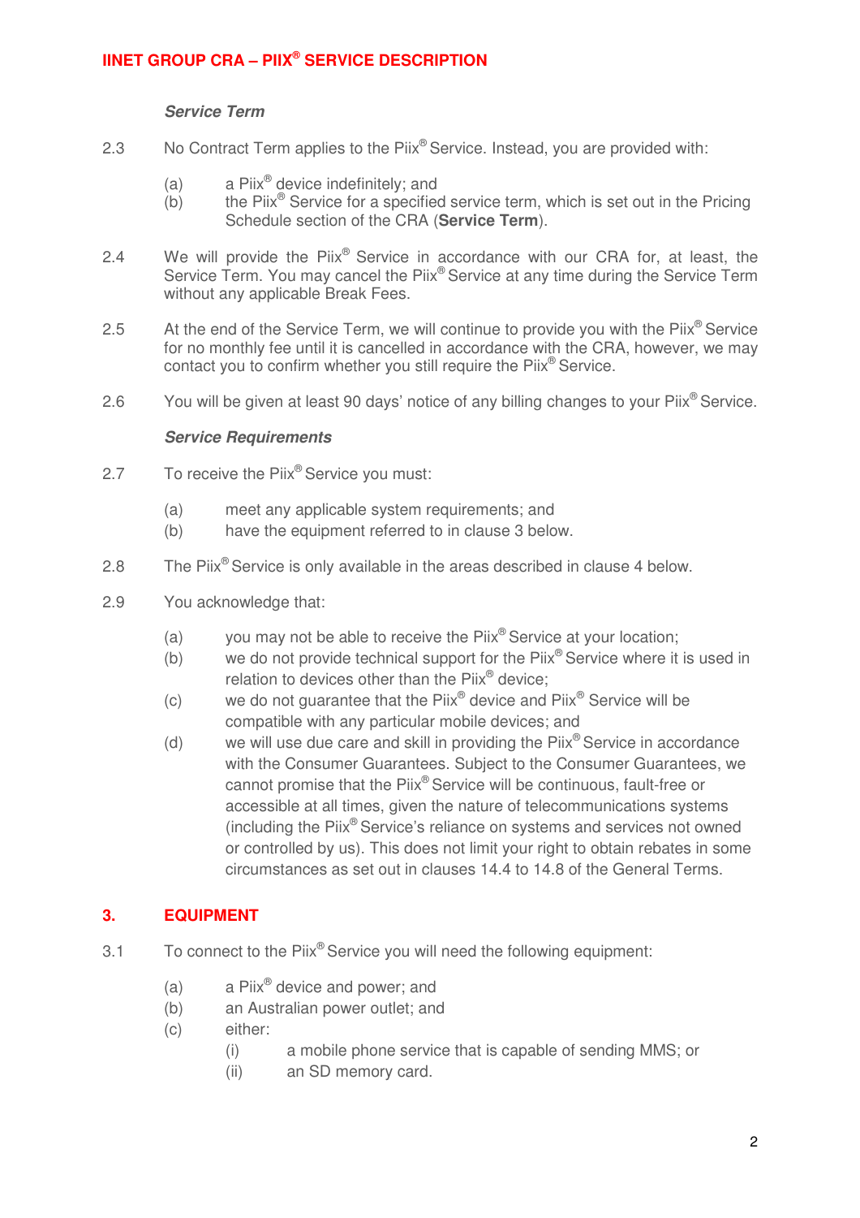***Service Term***

2.3 No Contract Term applies to the Piix® Service. Instead, you are provided with:

(a) a Piix® device indefinitely; and
(b) the Piix® Service for a specified service term, which is set out in the Pricing Schedule section of the CRA (**Service Term**).

2.4 We will provide the Piix® Service in accordance with our CRA for, at least, the Service Term. You may cancel the Piix® Service at any time during the Service Term without any applicable Break Fees.

2.5 At the end of the Service Term, we will continue to provide you with the Piix® Service for no monthly fee until it is cancelled in accordance with the CRA, however, we may contact you to confirm whether you still require the Piix® Service.

2.6 You will be given at least 90 days' notice of any billing changes to your Piix® Service.

***Service Requirements***

2.7 To receive the Piix® Service you must:

(a) meet any applicable system requirements; and
(b) have the equipment referred to in clause 3 below.

2.8 The Piix® Service is only available in the areas described in clause 4 below.

2.9 You acknowledge that:

(a) you may not be able to receive the Piix® Service at your location;
(b) we do not provide technical support for the Piix® Service where it is used in relation to devices other than the Piix® device;
(c) we do not guarantee that the Piix® device and Piix® Service will be compatible with any particular mobile devices; and
(d) we will use due care and skill in providing the Piix® Service in accordance with the Consumer Guarantees. Subject to the Consumer Guarantees, we cannot promise that the Piix® Service will be continuous, fault-free or accessible at all times, given the nature of telecommunications systems (including the Piix® Service's reliance on systems and services not owned or controlled by us). This does not limit your right to obtain rebates in some circumstances as set out in clauses 14.4 to 14.8 of the General Terms.

## 3. EQUIPMENT

3.1 To connect to the Piix® Service you will need the following equipment:

(a) a Piix® device and power; and
(b) an Australian power outlet; and
(c) either:
  (i) a mobile phone service that is capable of sending MMS; or
  (ii) an SD memory card.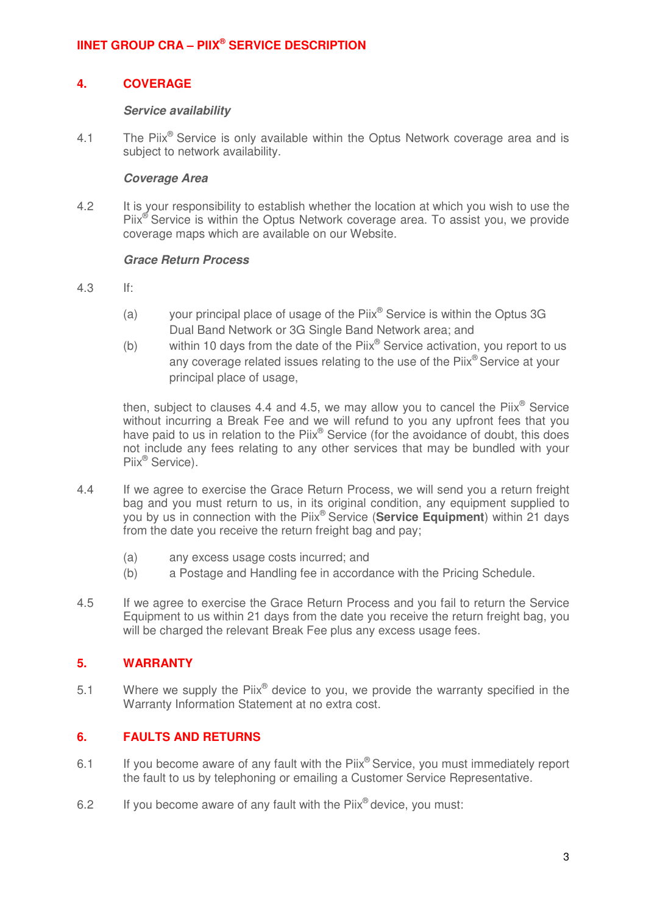## 4. COVERAGE

### *Service availability*

4.1 The Piix® Service is only available within the Optus Network coverage area and is subject to network availability.

### *Coverage Area*

4.2 It is your responsibility to establish whether the location at which you wish to use the Piix® Service is within the Optus Network coverage area. To assist you, we provide coverage maps which are available on our Website.

### *Grace Return Process*

4.3 If:

(a) your principal place of usage of the Piix® Service is within the Optus 3G Dual Band Network or 3G Single Band Network area; and

(b) within 10 days from the date of the Piix® Service activation, you report to us any coverage related issues relating to the use of the Piix® Service at your principal place of usage,

then, subject to clauses 4.4 and 4.5, we may allow you to cancel the Piix® Service without incurring a Break Fee and we will refund to you any upfront fees that you have paid to us in relation to the Piix® Service (for the avoidance of doubt, this does not include any fees relating to any other services that may be bundled with your Piix® Service).

4.4 If we agree to exercise the Grace Return Process, we will send you a return freight bag and you must return to us, in its original condition, any equipment supplied to you by us in connection with the Piix® Service (**Service Equipment**) within 21 days from the date you receive the return freight bag and pay;

(a) any excess usage costs incurred; and

(b) a Postage and Handling fee in accordance with the Pricing Schedule.

4.5 If we agree to exercise the Grace Return Process and you fail to return the Service Equipment to us within 21 days from the date you receive the return freight bag, you will be charged the relevant Break Fee plus any excess usage fees.

## 5. WARRANTY

5.1 Where we supply the Piix® device to you, we provide the warranty specified in the Warranty Information Statement at no extra cost.

## 6. FAULTS AND RETURNS

6.1 If you become aware of any fault with the Piix® Service, you must immediately report the fault to us by telephoning or emailing a Customer Service Representative.

6.2 If you become aware of any fault with the Piix® device, you must: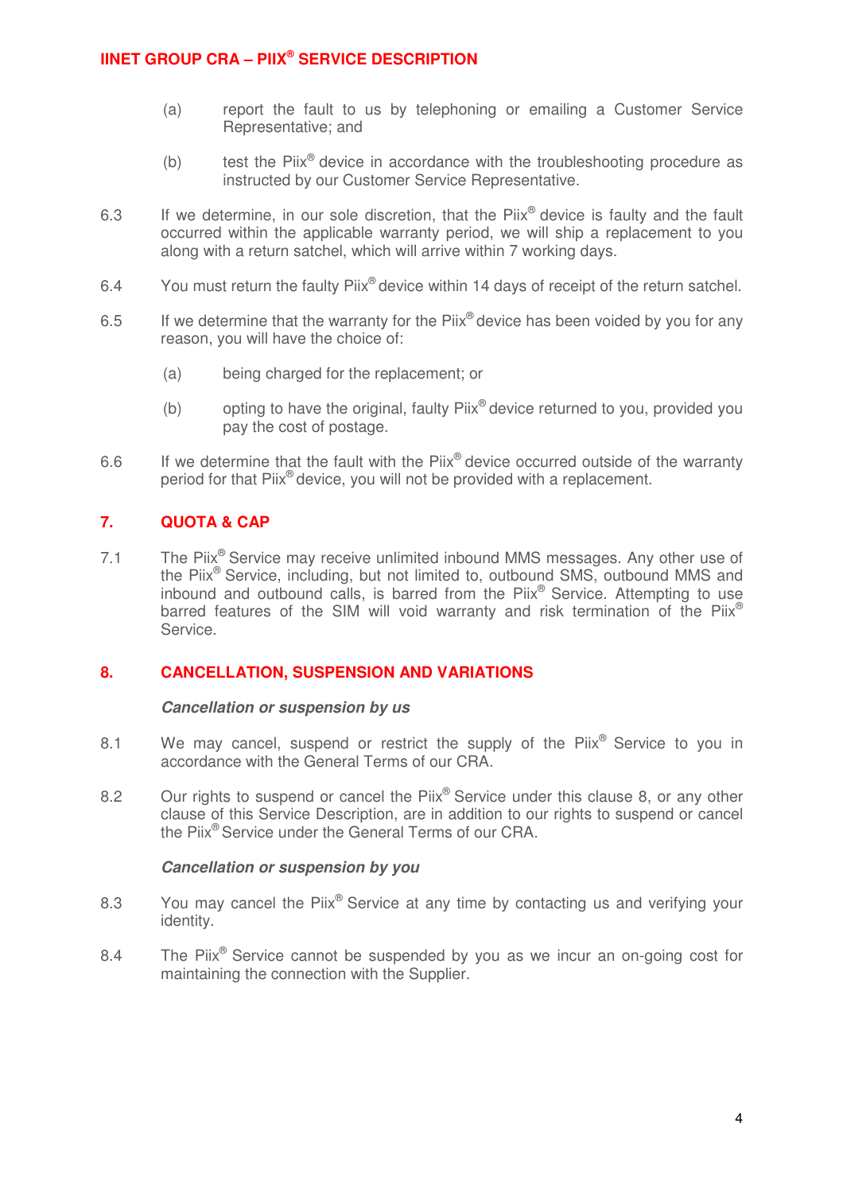(a) report the fault to us by telephoning or emailing a Customer Service Representative; and

(b) test the Piix® device in accordance with the troubleshooting procedure as instructed by our Customer Service Representative.

6.3 If we determine, in our sole discretion, that the Piix® device is faulty and the fault occurred within the applicable warranty period, we will ship a replacement to you along with a return satchel, which will arrive within 7 working days.

6.4 You must return the faulty Piix® device within 14 days of receipt of the return satchel.

6.5 If we determine that the warranty for the Piix® device has been voided by you for any reason, you will have the choice of:

(a) being charged for the replacement; or

(b) opting to have the original, faulty Piix® device returned to you, provided you pay the cost of postage.

6.6 If we determine that the fault with the Piix® device occurred outside of the warranty period for that Piix® device, you will not be provided with a replacement.

## 7. QUOTA & CAP

7.1 The Piix® Service may receive unlimited inbound MMS messages. Any other use of the Piix® Service, including, but not limited to, outbound SMS, outbound MMS and inbound and outbound calls, is barred from the Piix® Service. Attempting to use barred features of the SIM will void warranty and risk termination of the Piix® Service.

## 8. CANCELLATION, SUSPENSION AND VARIATIONS

***Cancellation or suspension by us***

8.1 We may cancel, suspend or restrict the supply of the Piix® Service to you in accordance with the General Terms of our CRA.

8.2 Our rights to suspend or cancel the Piix® Service under this clause 8, or any other clause of this Service Description, are in addition to our rights to suspend or cancel the Piix® Service under the General Terms of our CRA.

***Cancellation or suspension by you***

8.3 You may cancel the Piix® Service at any time by contacting us and verifying your identity.

8.4 The Piix® Service cannot be suspended by you as we incur an on-going cost for maintaining the connection with the Supplier.